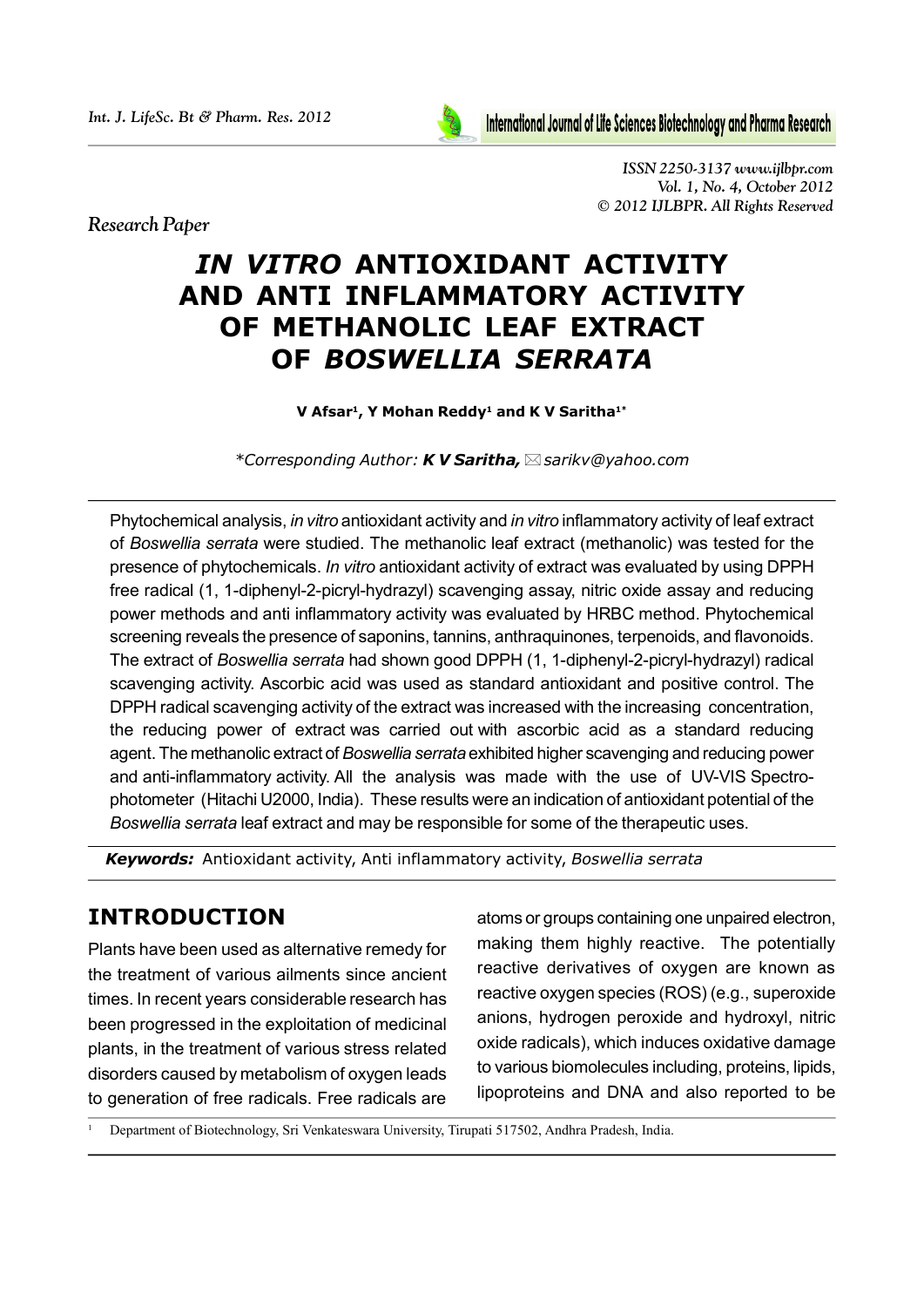*Research Paper*

# *IN VITRO* ANTIOXIDANT ACTIVITY AND ANTI INFLAMMATORY ACTIVITY OF METHANOLIC LEAF EXTRACT OF *BOSWELLIA SERRATA*

**V Afsar[1], Y Mohan Reddy[1] and K V Saritha[1*]**

*\*Corresponding Author: **K V Saritha,** sarikv@yahoo.com*

---

Phytochemical analysis, *in vitro* antioxidant activity and *in vitro* inflammatory activity of leaf extract of *Boswellia serrata* were studied. The methanolic leaf extract (methanolic) was tested for the presence of phytochemicals. *In vitro* antioxidant activity of extract was evaluated by using DPPH free radical (1, 1-diphenyl-2-picryl-hydrazyl) scavenging assay, nitric oxide assay and reducing power methods and anti inflammatory activity was evaluated by HRBC method. Phytochemical screening reveals the presence of saponins, tannins, anthraquinones, terpenoids, and flavonoids. The extract of *Boswellia serrata* had shown good DPPH (1, 1-diphenyl-2-picryl-hydrazyl) radical scavenging activity. Ascorbic acid was used as standard antioxidant and positive control. The DPPH radical scavenging activity of the extract was increased with the increasing concentration, the reducing power of extract was carried out with ascorbic acid as a standard reducing agent. The methanolic extract of *Boswellia serrata* exhibited higher scavenging and reducing power and anti-inflammatory activity. All the analysis was made with the use of UV-VIS Spectrophotometer (Hitachi U2000, India). These results were an indication of antioxidant potential of the *Boswellia serrata* leaf extract and may be responsible for some of the therapeutic uses.

***Keywords:*** Antioxidant activity, Anti inflammatory activity, *Boswellia serrata*

---

## INTRODUCTION

Plants have been used as alternative remedy for the treatment of various ailments since ancient times. In recent years considerable research has been progressed in the exploitation of medicinal plants, in the treatment of various stress related disorders caused by metabolism of oxygen leads to generation of free radicals. Free radicals are atoms or groups containing one unpaired electron, making them highly reactive. The potentially reactive derivatives of oxygen are known as reactive oxygen species (ROS) (e.g., superoxide anions, hydrogen peroxide and hydroxyl, nitric oxide radicals), which induces oxidative damage to various biomolecules including, proteins, lipids, lipoproteins and DNA and also reported to be

---

[1] Department of Biotechnology, Sri Venkateswara University, Tirupati 517502, Andhra Pradesh, India.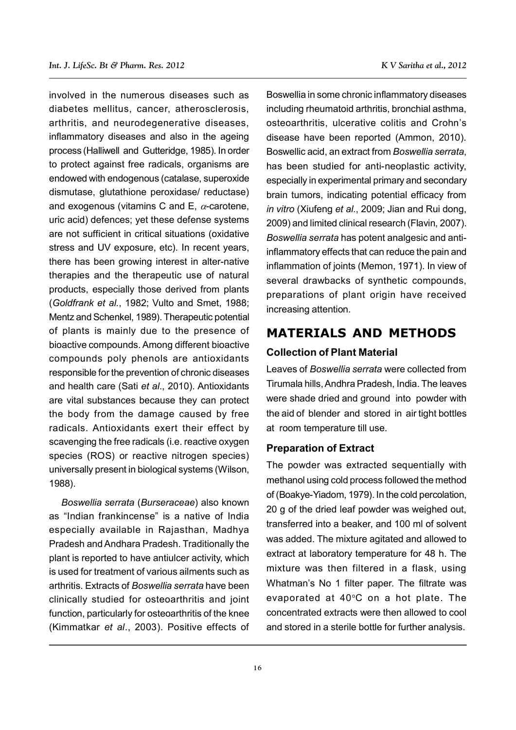involved in the numerous diseases such as diabetes mellitus, cancer, atherosclerosis, arthritis, and neurodegenerative diseases, inflammatory diseases and also in the ageing process (Halliwell and Gutteridge, 1985). In order to protect against free radicals, organisms are endowed with endogenous (catalase, superoxide dismutase, glutathione peroxidase/ reductase) and exogenous (vitamins C and E, $\alpha$-carotene, uric acid) defences; yet these defense systems are not sufficient in critical situations (oxidative stress and UV exposure, etc). In recent years, there has been growing interest in alter-native therapies and the therapeutic use of natural products, especially those derived from plants (*Goldfrank et al.*, 1982; Vulto and Smet, 1988; Mentz and Schenkel, 1989). Therapeutic potential of plants is mainly due to the presence of bioactive compounds. Among different bioactive compounds poly phenols are antioxidants responsible for the prevention of chronic diseases and health care (Sati *et al*., 2010). Antioxidants are vital substances because they can protect the body from the damage caused by free radicals. Antioxidants exert their effect by scavenging the free radicals (i.e. reactive oxygen species (ROS) or reactive nitrogen species) universally present in biological systems (Wilson, 1988).

*Boswellia serrata* (*Burseraceae*) also known as "Indian frankincense" is a native of India especially available in Rajasthan, Madhya Pradesh and Andhara Pradesh. Traditionally the plant is reported to have antiulcer activity, which is used for treatment of various ailments such as arthritis. Extracts of *Boswellia serrata* have been clinically studied for osteoarthritis and joint function, particularly for osteoarthritis of the knee (Kimmatkar *et al*., 2003). Positive effects of Boswellia in some chronic inflammatory diseases including rheumatoid arthritis, bronchial asthma, osteoarthritis, ulcerative colitis and Crohn's disease have been reported (Ammon, 2010). Boswellic acid, an extract from *Boswellia serrata*, has been studied for anti-neoplastic activity, especially in experimental primary and secondary brain tumors, indicating potential efficacy from *in vitro* (Xiufeng *et al*., 2009; Jian and Rui dong, 2009) and limited clinical research (Flavin, 2007). *Boswellia serrata* has potent analgesic and anti-inflammatory effects that can reduce the pain and inflammation of joints (Memon, 1971). In view of several drawbacks of synthetic compounds, preparations of plant origin have received increasing attention.

## MATERIALS AND METHODS

### Collection of Plant Material

Leaves of *Boswellia serrata* were collected from Tirumala hills, Andhra Pradesh, India. The leaves were shade dried and ground into powder with the aid of blender and stored in air tight bottles at room temperature till use.

### Preparation of Extract

The powder was extracted sequentially with methanol using cold process followed the method of (Boakye-Yiadom, 1979). In the cold percolation, 20 g of the dried leaf powder was weighed out, transferred into a beaker, and 100 ml of solvent was added. The mixture agitated and allowed to extract at laboratory temperature for 48 h. The mixture was then filtered in a flask, using Whatman's No 1 filter paper. The filtrate was evaporated at 40°C on a hot plate. The concentrated extracts were then allowed to cool and stored in a sterile bottle for further analysis.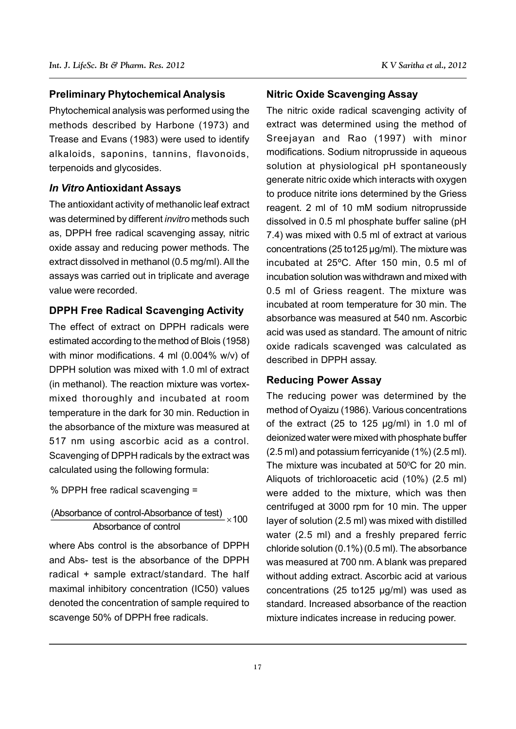## Preliminary Phytochemical Analysis

Phytochemical analysis was performed using the methods described by Harbone (1973) and Trease and Evans (1983) were used to identify alkaloids, saponins, tannins, flavonoids, terpenoids and glycosides.

## *In Vitro* Antioxidant Assays

The antioxidant activity of methanolic leaf extract was determined by different *invitro* methods such as, DPPH free radical scavenging assay, nitric oxide assay and reducing power methods. The extract dissolved in methanol (0.5 mg/ml). All the assays was carried out in triplicate and average value were recorded.

## DPPH Free Radical Scavenging Activity

The effect of extract on DPPH radicals were estimated according to the method of Blois (1958) with minor modifications. 4 ml (0.004% w/v) of DPPH solution was mixed with 1.0 ml of extract (in methanol). The reaction mixture was vortex-mixed thoroughly and incubated at room temperature in the dark for 30 min. Reduction in the absorbance of the mixture was measured at 517 nm using ascorbic acid as a control. Scavenging of DPPH radicals by the extract was calculated using the following formula:

% DPPH free radical scavenging =

$$\frac{\text{(Absorbance of control-Absorbance of test)}}{\text{Absorbance of control}} \times 100$$

where Abs control is the absorbance of DPPH and Abs- test is the absorbance of the DPPH radical + sample extract/standard. The half maximal inhibitory concentration (IC50) values denoted the concentration of sample required to scavenge 50% of DPPH free radicals.

## Nitric Oxide Scavenging Assay

The nitric oxide radical scavenging activity of extract was determined using the method of Sreejayan and Rao (1997) with minor modifications. Sodium nitroprusside in aqueous solution at physiological pH spontaneously generate nitric oxide which interacts with oxygen to produce nitrite ions determined by the Griess reagent. 2 ml of 10 mM sodium nitroprusside dissolved in 0.5 ml phosphate buffer saline (pH 7.4) was mixed with 0.5 ml of extract at various concentrations (25 to125 µg/ml). The mixture was incubated at 25°C. After 150 min, 0.5 ml of incubation solution was withdrawn and mixed with 0.5 ml of Griess reagent. The mixture was incubated at room temperature for 30 min. The absorbance was measured at 540 nm. Ascorbic acid was used as standard. The amount of nitric oxide radicals scavenged was calculated as described in DPPH assay.

## Reducing Power Assay

The reducing power was determined by the method of Oyaizu (1986). Various concentrations of the extract (25 to 125 µg/ml) in 1.0 ml of deionized water were mixed with phosphate buffer (2.5 ml) and potassium ferricyanide (1%) (2.5 ml). The mixture was incubated at 50°C for 20 min. Aliquots of trichloroacetic acid (10%) (2.5 ml) were added to the mixture, which was then centrifuged at 3000 rpm for 10 min. The upper layer of solution (2.5 ml) was mixed with distilled water (2.5 ml) and a freshly prepared ferric chloride solution (0.1%) (0.5 ml). The absorbance was measured at 700 nm. A blank was prepared without adding extract. Ascorbic acid at various concentrations (25 to125 µg/ml) was used as standard. Increased absorbance of the reaction mixture indicates increase in reducing power.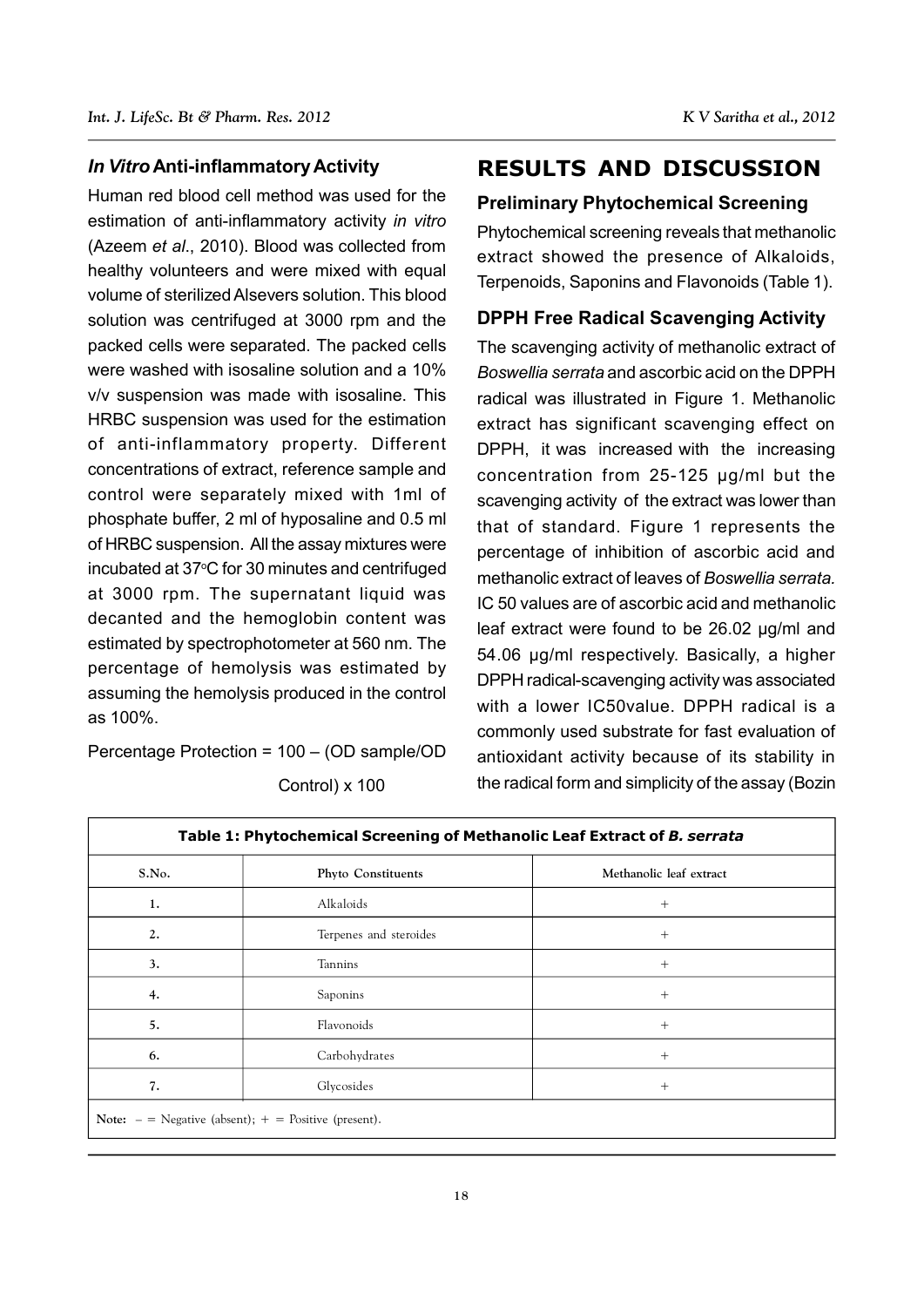### *In Vitro* Anti-inflammatory Activity

Human red blood cell method was used for the estimation of anti-inflammatory activity *in vitro* (Azeem *et al*., 2010). Blood was collected from healthy volunteers and were mixed with equal volume of sterilized Alsevers solution. This blood solution was centrifuged at 3000 rpm and the packed cells were separated. The packed cells were washed with isosaline solution and a 10% v/v suspension was made with isosaline. This HRBC suspension was used for the estimation of anti-inflammatory property. Different concentrations of extract, reference sample and control were separately mixed with 1ml of phosphate buffer, 2 ml of hyposaline and 0.5 ml of HRBC suspension. All the assay mixtures were incubated at 37°C for 30 minutes and centrifuged at 3000 rpm. The supernatant liquid was decanted and the hemoglobin content was estimated by spectrophotometer at 560 nm. The percentage of hemolysis was estimated by assuming the hemolysis produced in the control as 100%.

Percentage Protection = 100 – (OD sample/OD Control) x 100

## RESULTS AND DISCUSSION

### Preliminary Phytochemical Screening

Phytochemical screening reveals that methanolic extract showed the presence of Alkaloids, Terpenoids, Saponins and Flavonoids (Table 1).

### DPPH Free Radical Scavenging Activity

The scavenging activity of methanolic extract of *Boswellia serrata* and ascorbic acid on the DPPH radical was illustrated in Figure 1. Methanolic extract has significant scavenging effect on DPPH, it was increased with the increasing concentration from 25-125 µg/ml but the scavenging activity of the extract was lower than that of standard. Figure 1 represents the percentage of inhibition of ascorbic acid and methanolic extract of leaves of *Boswellia serrata.* IC 50 values are of ascorbic acid and methanolic leaf extract were found to be 26.02 µg/ml and 54.06 µg/ml respectively. Basically, a higher DPPH radical-scavenging activity was associated with a lower IC50value. DPPH radical is a commonly used substrate for fast evaluation of antioxidant activity because of its stability in the radical form and simplicity of the assay (Bozin

**Table 1: Phytochemical Screening of Methanolic Leaf Extract of *B. serrata***

| S.No. | Phyto Constituents | Methanolic leaf extract |
|---|---|---|
| 1. | Alkaloids | + |
| 2. | Terpenes and steroides | + |
| 3. | Tannins | + |
| 4. | Saponins | + |
| 5. | Flavonoids | + |
| 6. | Carbohydrates | + |
| 7. | Glycosides | + |

**Note:** – = Negative (absent); + = Positive (present).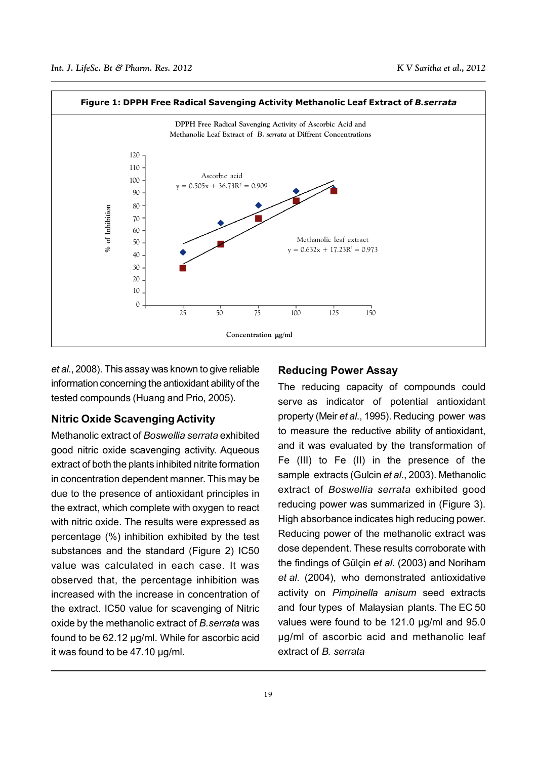**Figure 1: DPPH Free Radical Savenging Activity Methanolic Leaf Extract of *B.serrata***

et al., 2008). This assay was known to give reliable information concerning the antioxidant ability of the tested compounds (Huang and Prio, 2005).

## Nitric Oxide Scavenging Activity

Methanolic extract of *Boswellia serrata* exhibited good nitric oxide scavenging activity. Aqueous extract of both the plants inhibited nitrite formation in concentration dependent manner. This may be due to the presence of antioxidant principles in the extract, which complete with oxygen to react with nitric oxide. The results were expressed as percentage (%) inhibition exhibited by the test substances and the standard (Figure 2) IC50 value was calculated in each case. It was observed that, the percentage inhibition was increased with the increase in concentration of the extract. IC50 value for scavenging of Nitric oxide by the methanolic extract of *B.serrata* was found to be 62.12 μg/ml. While for ascorbic acid it was found to be 47.10 μg/ml.

## Reducing Power Assay

The reducing capacity of compounds could serve as indicator of potential antioxidant property (Meir *et al.*, 1995). Reducing power was to measure the reductive ability of antioxidant, and it was evaluated by the transformation of Fe (III) to Fe (II) in the presence of the sample extracts (Gulcin *et al.*, 2003). Methanolic extract of *Boswellia serrata* exhibited good reducing power was summarized in (Figure 3). High absorbance indicates high reducing power. Reducing power of the methanolic extract was dose dependent. These results corroborate with the findings of Gülçin *et al.* (2003) and Noriham *et al.* (2004), who demonstrated antioxidative activity on *Pimpinella anisum* seed extracts and four types of Malaysian plants. The EC 50 values were found to be 121.0 μg/ml and 95.0 μg/ml of ascorbic acid and methanolic leaf extract of *B. serrata*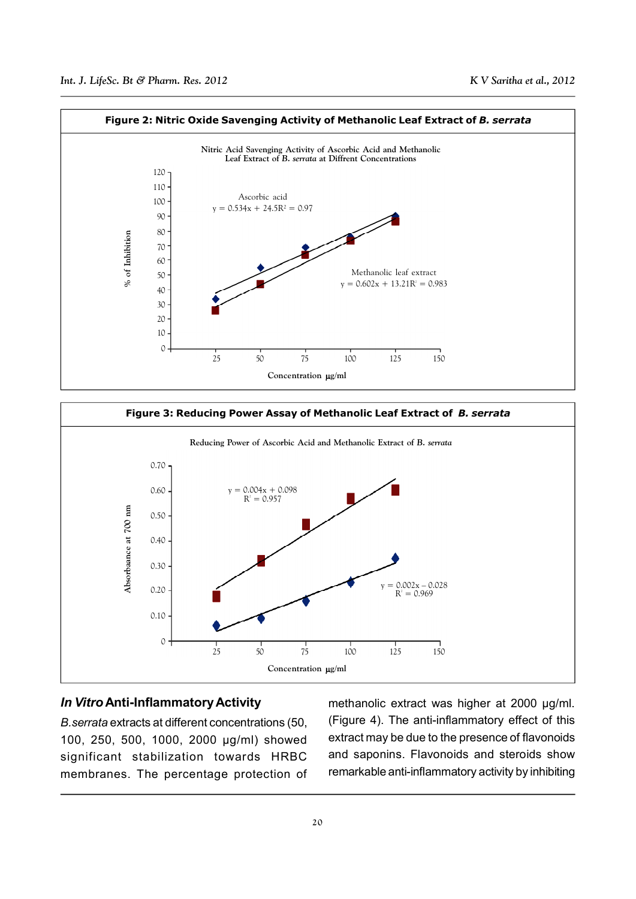**Figure 2: Nitric Oxide Savenging Activity of Methanolic Leaf Extract of *B. serrata***

**Figure 3: Reducing Power Assay of Methanolic Leaf Extract of *B. serrata***

### *In Vitro* Anti-Inflammatory Activity

*B.serrata* extracts at different concentrations (50, 100, 250, 500, 1000, 2000 μg/ml) showed significant stabilization towards HRBC membranes. The percentage protection of methanolic extract was higher at 2000 μg/ml. (Figure 4). The anti-inflammatory effect of this extract may be due to the presence of flavonoids and saponins. Flavonoids and steroids show remarkable anti-inflammatory activity by inhibiting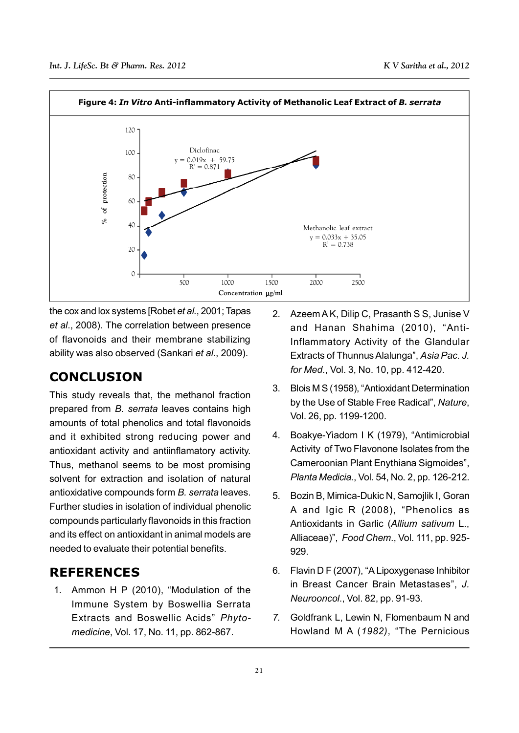**Figure 4:** ***In Vitro*** **Anti-inflammatory Activity of Methanolic Leaf Extract of** ***B. serrata***

the cox and lox systems [Robet *et al*., 2001; Tapas *et al*., 2008). The correlation between presence of flavonoids and their membrane stabilizing ability was also observed (Sankari *et al*., 2009).

## CONCLUSION

This study reveals that, the methanol fraction prepared from *B. serrata* leaves contains high amounts of total phenolics and total flavonoids and it exhibited strong reducing power and antioxidant activity and antiinflamatory activity. Thus, methanol seems to be most promising solvent for extraction and isolation of natural antioxidative compounds form *B. serrata* leaves. Further studies in isolation of individual phenolic compounds particularly flavonoids in this fraction and its effect on antioxidant in animal models are needed to evaluate their potential benefits.

## REFERENCES

1. Ammon H P (2010), "Modulation of the Immune System by Boswellia Serrata Extracts and Boswellic Acids" *Phyto-medicine*, Vol. 17, No. 11, pp. 862-867.
2. Azeem A K, Dilip C, Prasanth S S, Junise V and Hanan Shahima (2010), "Anti-Inflammatory Activity of the Glandular Extracts of Thunnus Alalunga", *Asia Pac. J. for Med*., Vol. 3, No. 10, pp. 412-420.
3. Blois M S (1958), "Antioxidant Determination by the Use of Stable Free Radical", *Nature*, Vol. 26, pp. 1199-1200.
4. Boakye-Yiadom I K (1979), "Antimicrobial Activity of Two Flavonone Isolates from the Cameroonian Plant Enythiana Sigmoides", *Planta Medicia*., Vol. 54, No. 2, pp. 126-212.
5. Bozin B, Mimica-Dukic N, Samojlik I, Goran A and Igic R (2008), "Phenolics as Antioxidants in Garlic (*Allium sativum* L., Alliaceae)", *Food Chem*., Vol. 111, pp. 925-929.
6. Flavin D F (2007), "A Lipoxygenase Inhibitor in Breast Cancer Brain Metastases", *J. Neurooncol*., Vol. 82, pp. 91-93.
7. Goldfrank L, Lewin N, Flomenbaum N and Howland M A (*1982*), "The Pernicious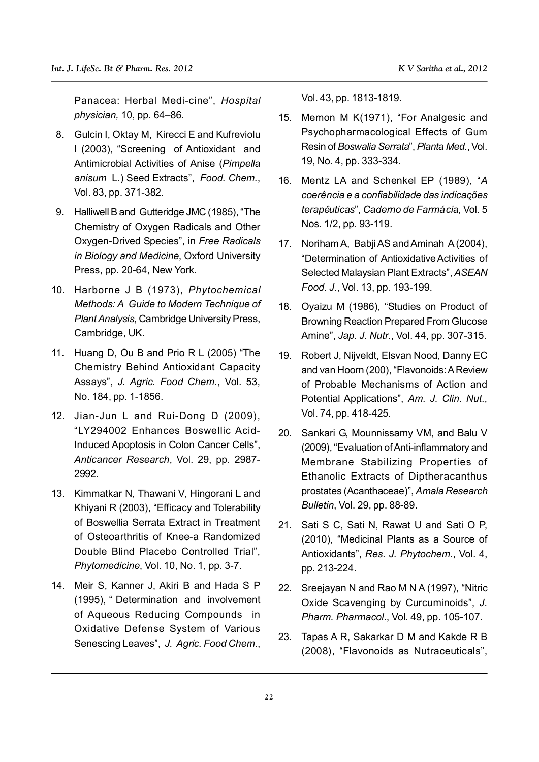Panacea: Herbal Medi-cine", *Hospital physician,* 10, pp. 64–86.

8. Gulcin I, Oktay M, Kirecci E and Kufreviolu I (2003), "Screening of Antioxidant and Antimicrobial Activities of Anise (*Pimpella anisum* L.) Seed Extracts", *Food. Chem.*, Vol. 83, pp. 371-382.

9. Halliwell B and Gutteridge JMC (1985), "The Chemistry of Oxygen Radicals and Other Oxygen-Drived Species", in *Free Radicals in Biology and Medicine*, Oxford University Press, pp. 20-64, New York.

10. Harborne J B (1973), *Phytochemical Methods: A Guide to Modern Technique of Plant Analysis*, Cambridge University Press, Cambridge, UK.

11. Huang D, Ou B and Prio R L (2005) "The Chemistry Behind Antioxidant Capacity Assays", *J. Agric. Food Chem.*, Vol. 53, No. 184, pp. 1-1856.

12. Jian-Jun L and Rui-Dong D (2009), "LY294002 Enhances Boswellic Acid-Induced Apoptosis in Colon Cancer Cells", *Anticancer Research*, Vol. 29, pp. 2987-2992.

13. Kimmatkar N, Thawani V, Hingorani L and Khiyani R (2003), "Efficacy and Tolerability of Boswellia Serrata Extract in Treatment of Osteoarthritis of Knee-a Randomized Double Blind Placebo Controlled Trial", *Phytomedicine,* Vol. 10, No. 1, pp. 3-7.

14. Meir S, Kanner J, Akiri B and Hada S P (1995), " Determination and involvement of Aqueous Reducing Compounds in Oxidative Defense System of Various Senescing Leaves", *J. Agric. Food Chem.*, Vol. 43, pp. 1813-1819.

15. Memon M K(1971), "For Analgesic and Psychopharmacological Effects of Gum Resin of *Boswalia Serrata*", *Planta Med.*, Vol. 19, No. 4, pp. 333-334.

16. Mentz LA and Schenkel EP (1989), "*A coerência e a confiabilidade das indicações terapêuticas*", *Caderno de Farmácia,* Vol. 5 Nos. 1/2, pp. 93-119.

17. Noriham A, Babji AS and Aminah A (2004), "Determination of Antioxidative Activities of Selected Malaysian Plant Extracts", *ASEAN Food. J.*, Vol. 13, pp. 193-199.

18. Oyaizu M (1986), "Studies on Product of Browning Reaction Prepared From Glucose Amine", *Jap. J. Nutr.*, Vol. 44, pp. 307-315.

19. Robert J, Nijveldt, Elsvan Nood, Danny EC and van Hoorn (200), "Flavonoids: A Review of Probable Mechanisms of Action and Potential Applications", *Am. J. Clin. Nut.*, Vol. 74, pp. 418-425.

20. Sankari G, Mounnissamy VM, and Balu V (2009), "Evaluation of Anti-inflammatory and Membrane Stabilizing Properties of Ethanolic Extracts of Diptheracanthus prostates (Acanthaceae)", *Amala Research Bulletin*, Vol. 29, pp. 88-89.

21. Sati S C, Sati N, Rawat U and Sati O P, (2010), "Medicinal Plants as a Source of Antioxidants", *Res. J. Phytochem.*, Vol. 4, pp. 213-224.

22. Sreejayan N and Rao M N A (1997), "Nitric Oxide Scavenging by Curcuminoids", *J. Pharm. Pharmacol.*, Vol. 49, pp. 105-107.

23. Tapas A R, Sakarkar D M and Kakde R B (2008), "Flavonoids as Nutraceuticals",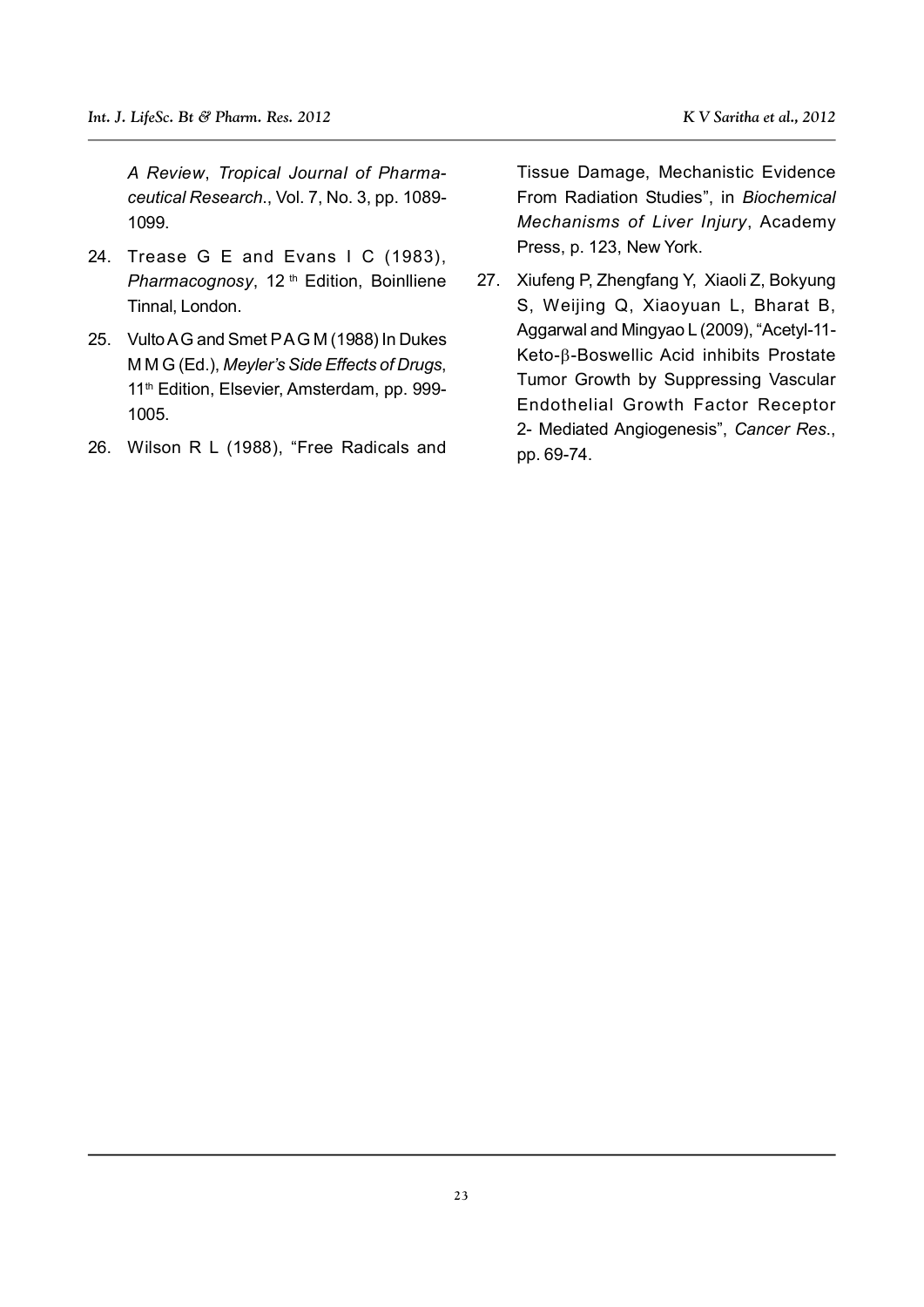*A Review*, *Tropical Journal of Pharmaceutical Research*., Vol. 7, No. 3, pp. 1089-1099.

24. Trease G E and Evans I C (1983), *Pharmacognosy*, 12[th] Edition, Boinlliene Tinnal, London.

25. Vulto A G and Smet P A G M (1988) In Dukes M M G (Ed.), *Meyler's Side Effects of Drugs*, 11[th] Edition, Elsevier, Amsterdam, pp. 999-1005.

26. Wilson R L (1988), "Free Radicals and Tissue Damage, Mechanistic Evidence From Radiation Studies", in *Biochemical Mechanisms of Liver Injury*, Academy Press, p. 123, New York.

27. Xiufeng P, Zhengfang Y, Xiaoli Z, Bokyung S, Weijing Q, Xiaoyuan L, Bharat B, Aggarwal and Mingyao L (2009), "Acetyl-11-Keto-β-Boswellic Acid inhibits Prostate Tumor Growth by Suppressing Vascular Endothelial Growth Factor Receptor 2- Mediated Angiogenesis", *Cancer Res.*, pp. 69-74.